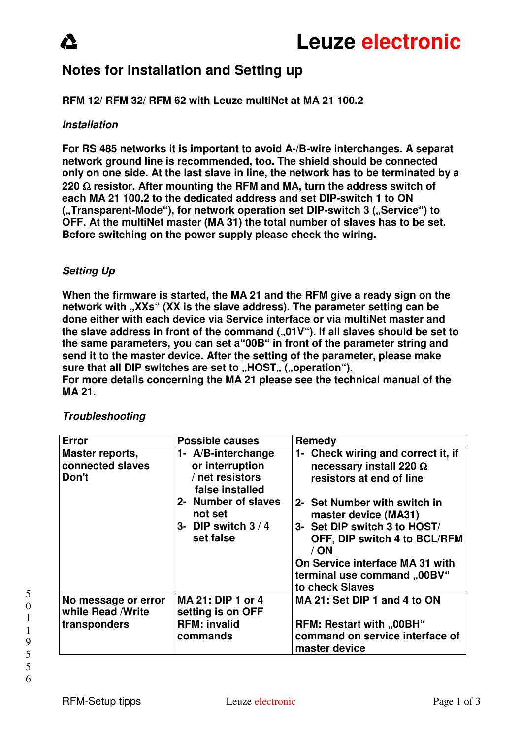# Leuze electronic

## Notes for Installation and Setting up

**RFM 12/ RFM 32/ RFM 62 with Leuze multiNet at MA 21 100.2**

### *Installation*

**For RS 485 networks it is important to avoid A-/B-wire interchanges. A separat network ground line is recommended, too. The shield should be connected only on one side. At the last slave in line, the network has to be terminated by a 220 Ω resistor. After mounting the RFM and MA, turn the address switch of each MA 21 100.2 to the dedicated address and set DIP-switch 1 to ON („Transparent-Mode“), for network operation set DIP-switch 3 („Service“) to OFF. At the multiNet master (MA 31) the total number of slaves has to be set. Before switching on the power supply please check the wiring.**

### *Setting Up*

**When the firmware is started, the MA 21 and the RFM give a ready sign on the network with „XXs“ (XX is the slave address). The parameter setting can be done either with each device via Service interface or via multiNet master and the slave address in front of the command („01V“). If all slaves should be set to the same parameters, you can set a“00B“ in front of the parameter string and send it to the master device. After the setting of the parameter, please make sure that all DIP switches are set to „HOST„ („operation“).**
**For more details concerning the MA 21 please see the technical manual of the MA 21.**

### *Troubleshooting*

| Error | Possible causes | Remedy |
|---|---|---|
| Master reports, connected slaves Don't | 1- A/B-interchange or interruption / net resistors false installed<br>2- Number of slaves not set<br>3- DIP switch 3 / 4 set false | 1- Check wiring and correct it, if necessary install 220 Ω resistors at end of line<br>2- Set Number with switch in master device (MA31)<br>3- Set DIP switch 3 to HOST/ OFF, DIP switch 4 to BCL/RFM / ON<br>On Service interface MA 31 with terminal use command „00BV“ to check Slaves |
| No message or error while Read /Write transponders | MA 21: DIP 1 or 4 setting is on OFF<br>RFM: invalid commands | MA 21: Set DIP 1 and 4 to ON<br>RFM: Restart with „00BH“ command on service interface of master device |

50119556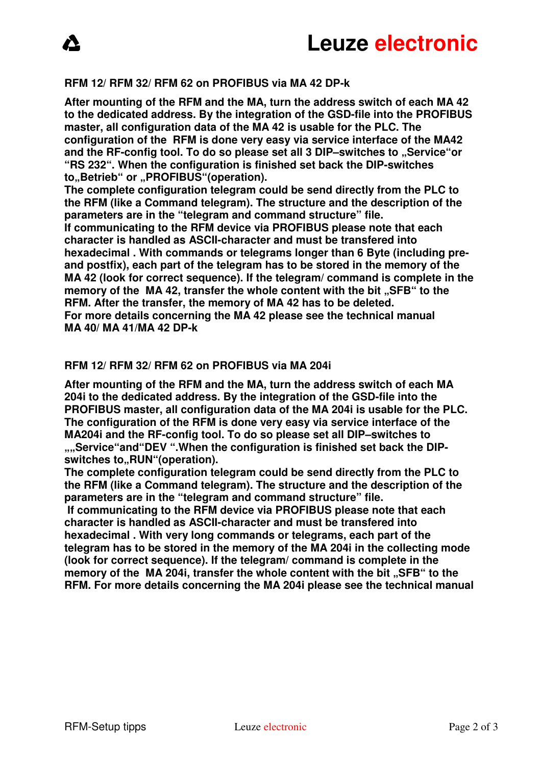**RFM 12/ RFM 32/ RFM 62 on PROFIBUS via MA 42 DP-k**

**After mounting of the RFM and the MA, turn the address switch of each MA 42 to the dedicated address. By the integration of the GSD-file into the PROFIBUS master, all configuration data of the MA 42 is usable for the PLC. The configuration of the RFM is done very easy via service interface of the MA42 and the RF-config tool. To do so please set all 3 DIP–switches to „Service"or "RS 232". When the configuration is finished set back the DIP-switches to„Betrieb" or „PROFIBUS"(operation).**
**The complete configuration telegram could be send directly from the PLC to the RFM (like a Command telegram). The structure and the description of the parameters are in the "telegram and command structure" file.**
**If communicating to the RFM device via PROFIBUS please note that each character is handled as ASCII-character and must be transfered into hexadecimal . With commands or telegrams longer than 6 Byte (including pre- and postfix), each part of the telegram has to be stored in the memory of the MA 42 (look for correct sequence). If the telegram/ command is complete in the memory of the MA 42, transfer the whole content with the bit „SFB" to the RFM. After the transfer, the memory of MA 42 has to be deleted.**
**For more details concerning the MA 42 please see the technical manual MA 40/ MA 41/MA 42 DP-k**

**RFM 12/ RFM 32/ RFM 62 on PROFIBUS via MA 204i**

**After mounting of the RFM and the MA, turn the address switch of each MA 204i to the dedicated address. By the integration of the GSD-file into the PROFIBUS master, all configuration data of the MA 204i is usable for the PLC. The configuration of the RFM is done very easy via service interface of the MA204i and the RF-config tool. To do so please set all DIP–switches to „„Service"and"DEV ".When the configuration is finished set back the DIP-switches to„RUN"(operation).**
**The complete configuration telegram could be send directly from the PLC to the RFM (like a Command telegram). The structure and the description of the parameters are in the "telegram and command structure" file.**
**If communicating to the RFM device via PROFIBUS please note that each character is handled as ASCII-character and must be transfered into hexadecimal . With very long commands or telegrams, each part of the telegram has to be stored in the memory of the MA 204i in the collecting mode (look for correct sequence). If the telegram/ command is complete in the memory of the MA 204i, transfer the whole content with the bit „SFB" to the RFM. For more details concerning the MA 204i please see the technical manual**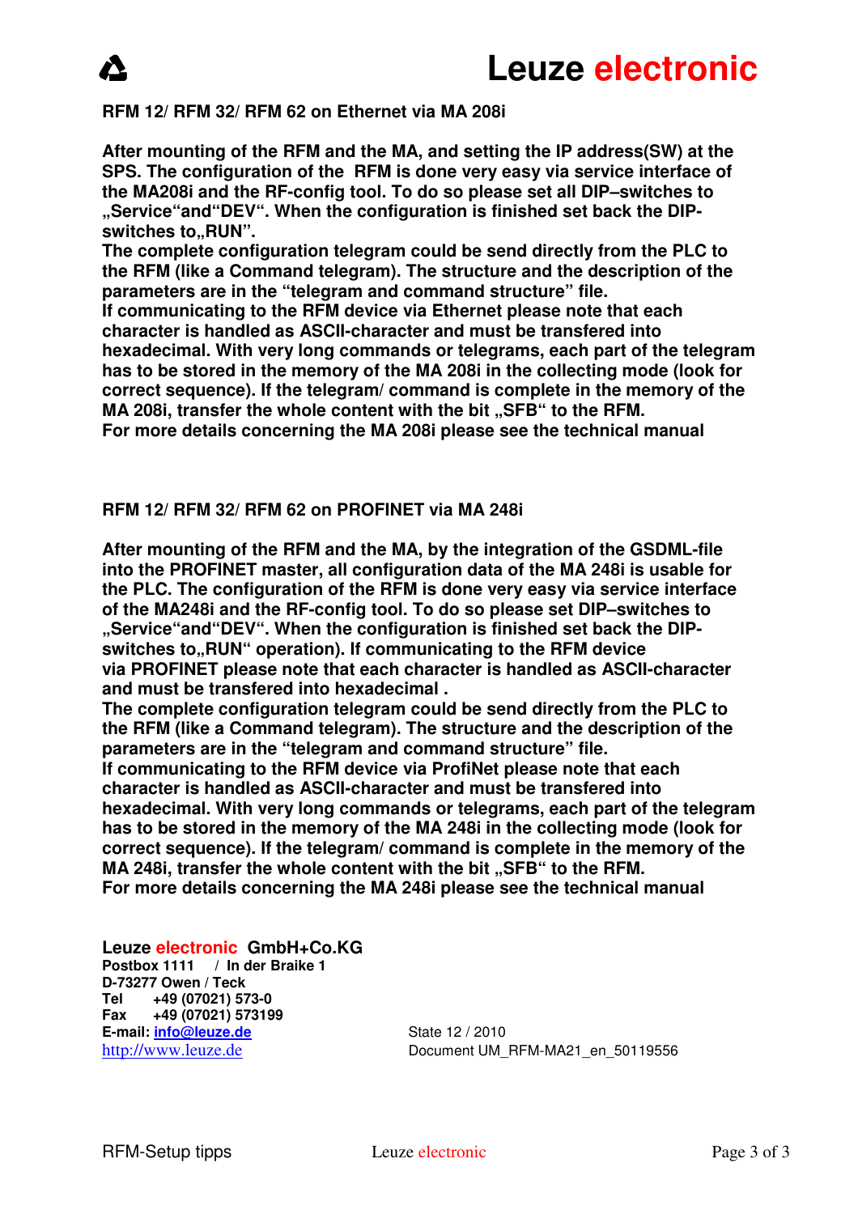**RFM 12/ RFM 32/ RFM 62 on Ethernet via MA 208i**

**After mounting of the RFM and the MA, and setting the IP address(SW) at the SPS. The configuration of the RFM is done very easy via service interface of the MA208i and the RF-config tool. To do so please set all DIP–switches to „Service"and"DEV". When the configuration is finished set back the DIP-switches to„RUN".**
**The complete configuration telegram could be send directly from the PLC to the RFM (like a Command telegram). The structure and the description of the parameters are in the "telegram and command structure" file.**
**If communicating to the RFM device via Ethernet please note that each character is handled as ASCII-character and must be transfered into hexadecimal. With very long commands or telegrams, each part of the telegram has to be stored in the memory of the MA 208i in the collecting mode (look for correct sequence). If the telegram/ command is complete in the memory of the MA 208i, transfer the whole content with the bit „SFB" to the RFM.**
**For more details concerning the MA 208i please see the technical manual**

**RFM 12/ RFM 32/ RFM 62 on PROFINET via MA 248i**

**After mounting of the RFM and the MA, by the integration of the GSDML-file into the PROFINET master, all configuration data of the MA 248i is usable for the PLC. The configuration of the RFM is done very easy via service interface of the MA248i and the RF-config tool. To do so please set DIP–switches to „Service"and"DEV". When the configuration is finished set back the DIP-switches to„RUN" operation). If communicating to the RFM device via PROFINET please note that each character is handled as ASCII-character and must be transfered into hexadecimal .**
**The complete configuration telegram could be send directly from the PLC to the RFM (like a Command telegram). The structure and the description of the parameters are in the "telegram and command structure" file.**
**If communicating to the RFM device via ProfiNet please note that each character is handled as ASCII-character and must be transfered into hexadecimal. With very long commands or telegrams, each part of the telegram has to be stored in the memory of the MA 248i in the collecting mode (look for correct sequence). If the telegram/ command is complete in the memory of the MA 248i, transfer the whole content with the bit „SFB" to the RFM.**
**For more details concerning the MA 248i please see the technical manual**

**Leuze electronic GmbH+Co.KG**
**Postbox 1111 / In der Braike 1**
**D-73277 Owen / Teck**
**Tel +49 (07021) 573-0**
**Fax +49 (07021) 573199**
**E-mail: info@leuze.de**
http://www.leuze.de

State 12 / 2010
Document UM_RFM-MA21_en_50119556